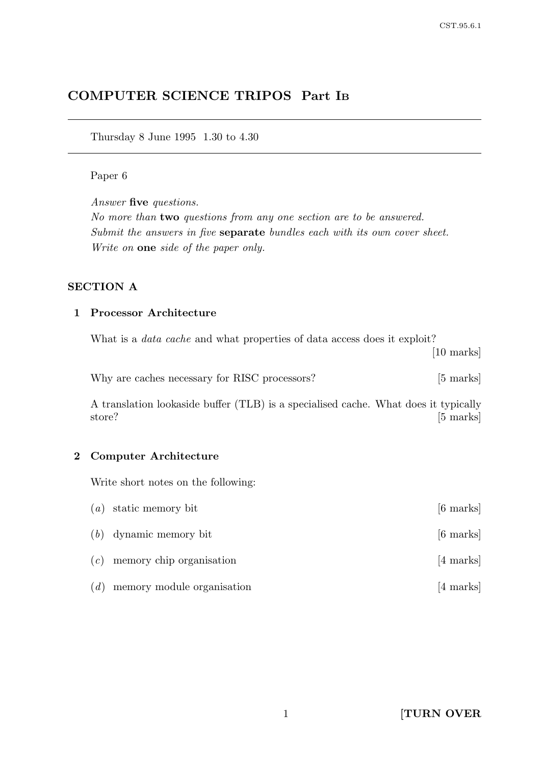# COMPUTER SCIENCE TRIPOS Part IB

Thursday 8 June 1995 1.30 to 4.30

Paper 6

*Answer* **five** *questions.*
*No more than* **two** *questions from any one section are to be answered.*
*Submit the answers in five* **separate** *bundles each with its own cover sheet.*
*Write on* **one** *side of the paper only.*

## SECTION A

### 1 Processor Architecture

What is a *data cache* and what properties of data access does it exploit? [10 marks]

Why are caches necessary for RISC processors? [5 marks]

A translation lookaside buffer (TLB) is a specialised cache. What does it typically store? [5 marks]

### 2 Computer Architecture

Write short notes on the following:

(*a*) static memory bit [6 marks]

(*b*) dynamic memory bit [6 marks]

(*c*) memory chip organisation [4 marks]

(*d*) memory module organisation [4 marks]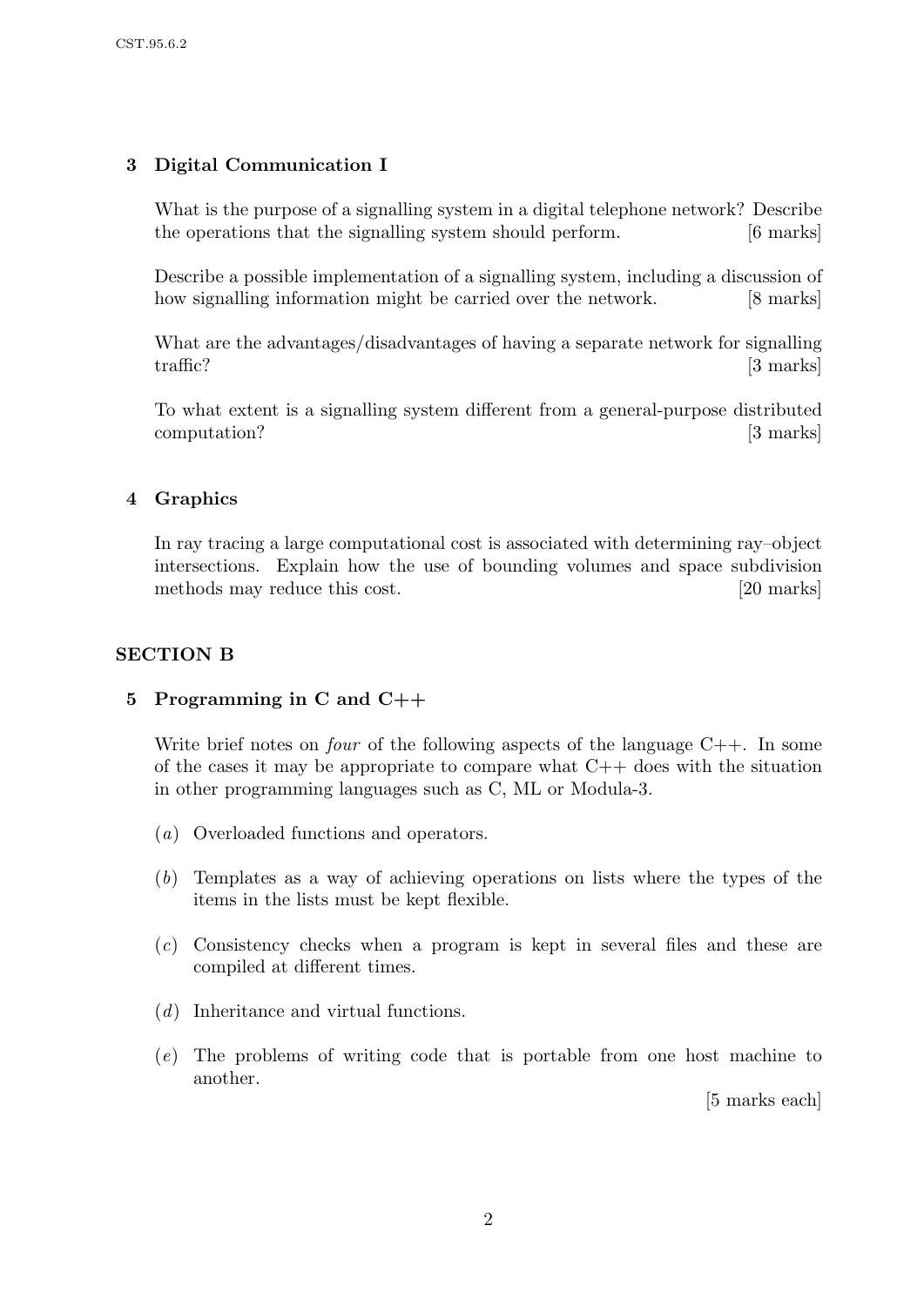## 3 Digital Communication I

What is the purpose of a signalling system in a digital telephone network? Describe the operations that the signalling system should perform. [6 marks]

Describe a possible implementation of a signalling system, including a discussion of how signalling information might be carried over the network. [8 marks]

What are the advantages/disadvantages of having a separate network for signalling traffic? [3 marks]

To what extent is a signalling system different from a general-purpose distributed computation? [3 marks]

## 4 Graphics

In ray tracing a large computational cost is associated with determining ray–object intersections. Explain how the use of bounding volumes and space subdivision methods may reduce this cost. [20 marks]

# SECTION B

## 5 Programming in C and C++

Write brief notes on *four* of the following aspects of the language C++. In some of the cases it may be appropriate to compare what C++ does with the situation in other programming languages such as C, ML or Modula-3.

(*a*) Overloaded functions and operators.

(*b*) Templates as a way of achieving operations on lists where the types of the items in the lists must be kept flexible.

(*c*) Consistency checks when a program is kept in several files and these are compiled at different times.

(*d*) Inheritance and virtual functions.

(*e*) The problems of writing code that is portable from one host machine to another.

[5 marks each]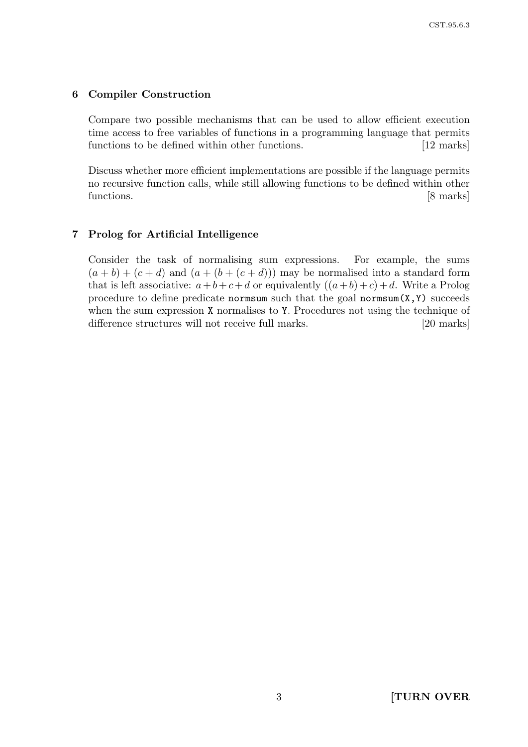### 6 Compiler Construction

Compare two possible mechanisms that can be used to allow efficient execution time access to free variables of functions in a programming language that permits functions to be defined within other functions. [12 marks]

Discuss whether more efficient implementations are possible if the language permits no recursive function calls, while still allowing functions to be defined within other functions. [8 marks]

### 7 Prolog for Artificial Intelligence

Consider the task of normalising sum expressions. For example, the sums $(a + b) + (c + d)$ and $(a + (b + (c + d)))$ may be normalised into a standard form that is left associative: $a + b + c + d$ or equivalently $((a + b) + c) + d$. Write a Prolog procedure to define predicate `normsum` such that the goal `normsum(X,Y)` succeeds when the sum expression `X` normalises to `Y`. Procedures not using the technique of difference structures will not receive full marks. [20 marks]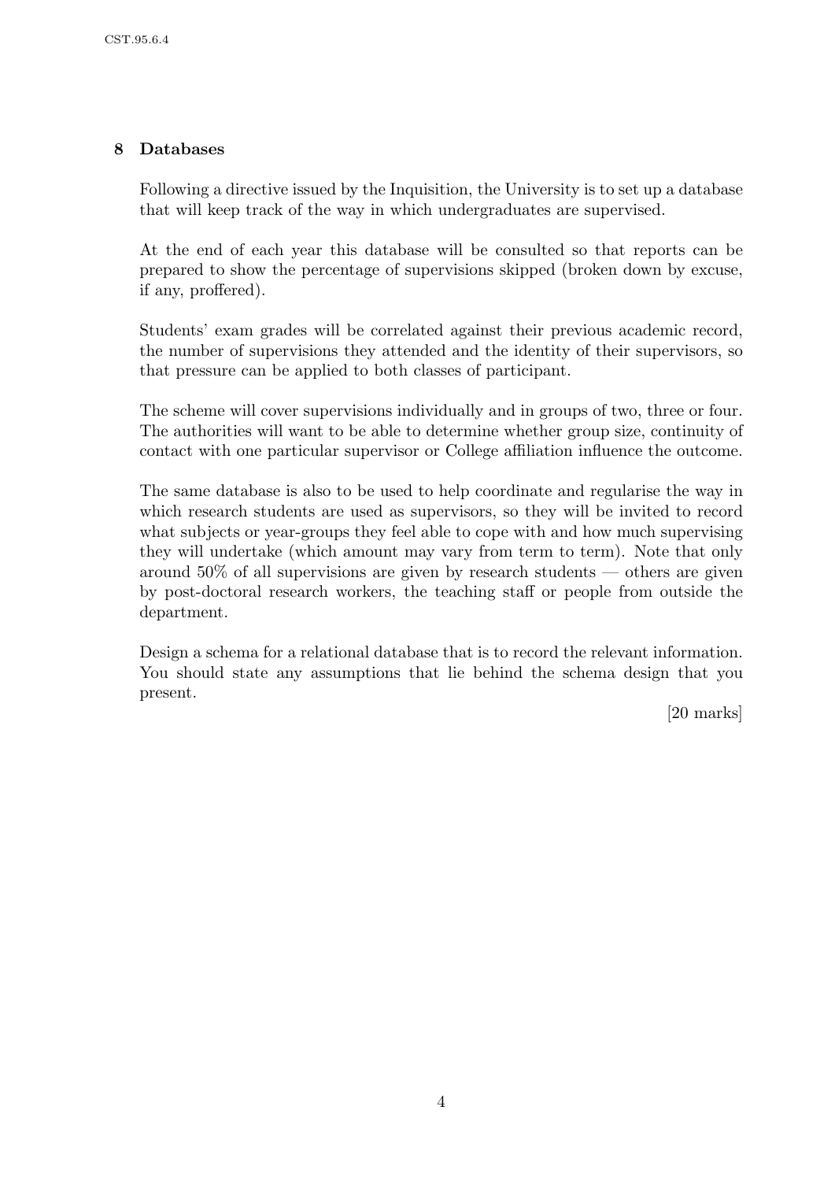## 8 Databases

Following a directive issued by the Inquisition, the University is to set up a database that will keep track of the way in which undergraduates are supervised.

At the end of each year this database will be consulted so that reports can be prepared to show the percentage of supervisions skipped (broken down by excuse, if any, proffered).

Students' exam grades will be correlated against their previous academic record, the number of supervisions they attended and the identity of their supervisors, so that pressure can be applied to both classes of participant.

The scheme will cover supervisions individually and in groups of two, three or four. The authorities will want to be able to determine whether group size, continuity of contact with one particular supervisor or College affiliation influence the outcome.

The same database is also to be used to help coordinate and regularise the way in which research students are used as supervisors, so they will be invited to record what subjects or year-groups they feel able to cope with and how much supervising they will undertake (which amount may vary from term to term). Note that only around 50% of all supervisions are given by research students — others are given by post-doctoral research workers, the teaching staff or people from outside the department.

Design a schema for a relational database that is to record the relevant information. You should state any assumptions that lie behind the schema design that you present.

[20 marks]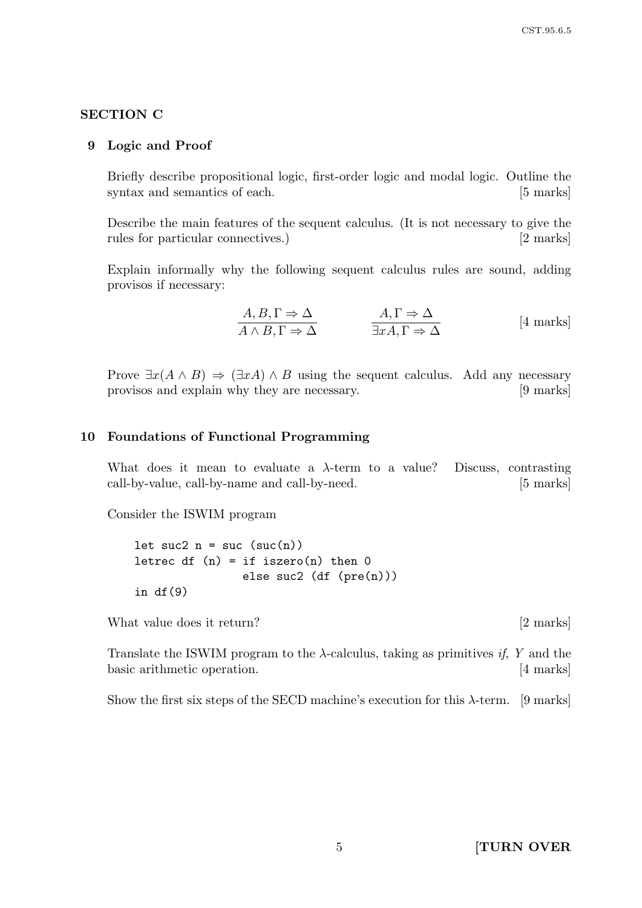## SECTION C

### 9 Logic and Proof

Briefly describe propositional logic, first-order logic and modal logic. Outline the syntax and semantics of each. [5 marks]

Describe the main features of the sequent calculus. (It is not necessary to give the rules for particular connectives.) [2 marks]

Explain informally why the following sequent calculus rules are sound, adding provisos if necessary:

$$\frac{A, B, \Gamma \Rightarrow \Delta}{A \wedge B, \Gamma \Rightarrow \Delta} \qquad \frac{A, \Gamma \Rightarrow \Delta}{\exists x A, \Gamma \Rightarrow \Delta}$$

[4 marks]

Prove $\exists x(A \wedge B) \Rightarrow (\exists x A) \wedge B$ using the sequent calculus. Add any necessary provisos and explain why they are necessary. [9 marks]

### 10 Foundations of Functional Programming

What does it mean to evaluate a $\lambda$-term to a value? Discuss, contrasting call-by-value, call-by-name and call-by-need. [5 marks]

Consider the ISWIM program

```
let suc2 n = suc (suc(n))
letrec df (n) = if iszero(n) then 0
                else suc2 (df (pre(n)))
in df(9)
```

What value does it return? [2 marks]

Translate the ISWIM program to the $\lambda$-calculus, taking as primitives *if*, $Y$ and the basic arithmetic operation. [4 marks]

Show the first six steps of the SECD machine's execution for this $\lambda$-term. [9 marks]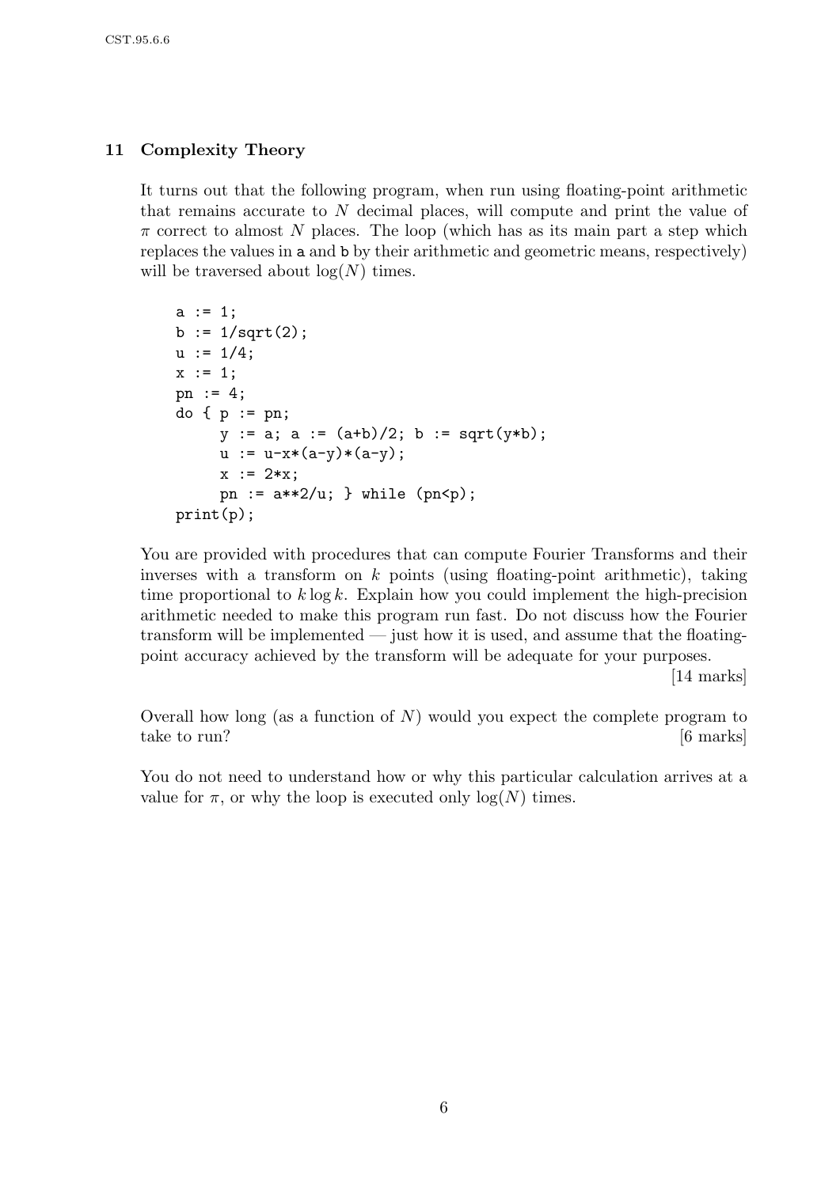## 11 Complexity Theory

It turns out that the following program, when run using floating-point arithmetic that remains accurate to $N$ decimal places, will compute and print the value of $\pi$ correct to almost $N$ places. The loop (which has as its main part a step which replaces the values in a and b by their arithmetic and geometric means, respectively) will be traversed about $\log(N)$ times.

```
a := 1;
b := 1/sqrt(2);
u := 1/4;
x := 1;
pn := 4;
do { p := pn;
     y := a; a := (a+b)/2; b := sqrt(y*b);
     u := u-x*(a-y)*(a-y);
     x := 2*x;
     pn := a**2/u; } while (pn<p);
print(p);
```

You are provided with procedures that can compute Fourier Transforms and their inverses with a transform on $k$ points (using floating-point arithmetic), taking time proportional to $k \log k$. Explain how you could implement the high-precision arithmetic needed to make this program run fast. Do not discuss how the Fourier transform will be implemented — just how it is used, and assume that the floating-point accuracy achieved by the transform will be adequate for your purposes.

[14 marks]

Overall how long (as a function of $N$) would you expect the complete program to take to run? [6 marks]

You do not need to understand how or why this particular calculation arrives at a value for $\pi$, or why the loop is executed only $\log(N)$ times.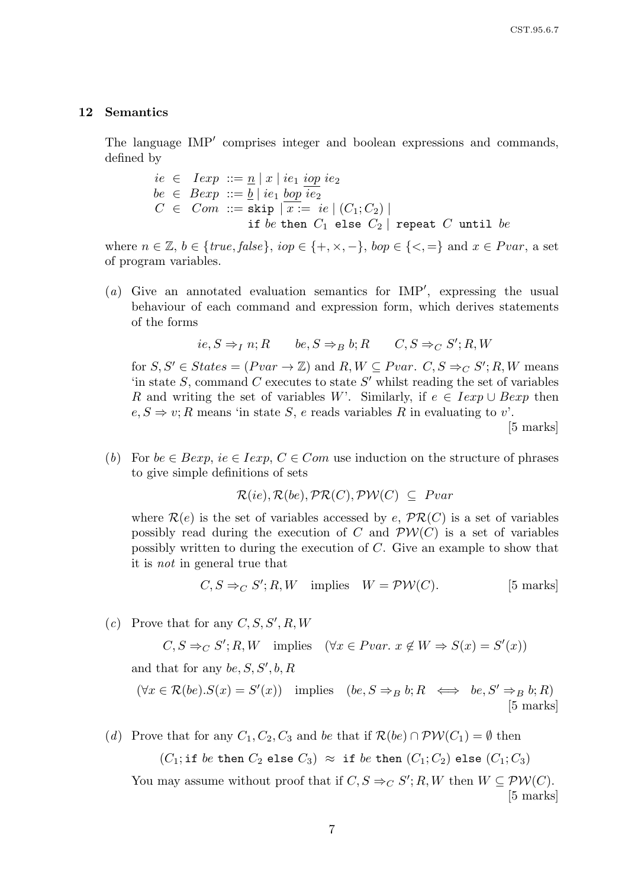## 12 Semantics

The language IMP$'$ comprises integer and boolean expressions and commands, defined by

$$
\begin{array}{rcrl}
ie & \in & Iexp & ::= \underline{n} \mid x \mid ie_1 \ \underline{iop} \ ie_2 \\
be & \in & Bexp & ::= \underline{b} \mid ie_1 \ \underline{bop} \ ie_2 \\
C & \in & Com & ::= \texttt{skip} \mid \underline{x :=} \ ie \mid (C_1; C_2) \mid \\
 & & & \quad\ \ \texttt{if } be \texttt{ then } C_1 \texttt{ else } C_2 \mid \texttt{repeat } C \texttt{ until } be
\end{array}
$$

where $n \in \mathbb{Z}$, $b \in \{true, false\}$, $iop \in \{+, \times, -\}$, $bop \in \{<, =\}$ and $x \in Pvar$, a set of program variables.

(*a*) Give an annotated evaluation semantics for IMP$'$, expressing the usual behaviour of each command and expression form, which derives statements of the forms

$$ie, S \Rightarrow_I n; R \qquad be, S \Rightarrow_B b; R \qquad C, S \Rightarrow_C S'; R, W$$

for $S, S' \in States = (Pvar \rightarrow \mathbb{Z})$ and $R, W \subseteq Pvar$. $C, S \Rightarrow_C S'; R, W$ means 'in state $S$, command $C$ executes to state $S'$ whilst reading the set of variables $R$ and writing the set of variables $W$'. Similarly, if $e \in Iexp \cup Bexp$ then $e, S \Rightarrow v; R$ means 'in state $S$, $e$ reads variables $R$ in evaluating to $v$'.

[5 marks]

(*b*) For $be \in Bexp$, $ie \in Iexp$, $C \in Com$ use induction on the structure of phrases to give simple definitions of sets

$$\mathcal{R}(ie), \mathcal{R}(be), \mathcal{PR}(C), \mathcal{PW}(C) \ \subseteq \ Pvar$$

where $\mathcal{R}(e)$ is the set of variables accessed by $e$, $\mathcal{PR}(C)$ is a set of variables possibly read during the execution of $C$ and $\mathcal{PW}(C)$ is a set of variables possibly written to during the execution of $C$. Give an example to show that it is *not* in general true that

$$C, S \Rightarrow_C S'; R, W \quad \text{implies} \quad W = \mathcal{PW}(C).$$

[5 marks]

(*c*) Prove that for any $C, S, S', R, W$

$$C, S \Rightarrow_C S'; R, W \quad \text{implies} \quad (\forall x \in Pvar. \ x \notin W \Rightarrow S(x) = S'(x))$$

and that for any $be, S, S', b, R$

$$(\forall x \in \mathcal{R}(be). S(x) = S'(x)) \quad \text{implies} \quad (be, S \Rightarrow_B b; R \iff be, S' \Rightarrow_B b; R)$$

[5 marks]

(*d*) Prove that for any $C_1, C_2, C_3$ and $be$ that if $\mathcal{R}(be) \cap \mathcal{PW}(C_1) = \emptyset$ then

$$(C_1; \texttt{if } be \texttt{ then } C_2 \texttt{ else } C_3) \ \approx \ \texttt{if } be \texttt{ then } (C_1; C_2) \texttt{ else } (C_1; C_3)$$

You may assume without proof that if $C, S \Rightarrow_C S'; R, W$ then $W \subseteq \mathcal{PW}(C)$.

[5 marks]